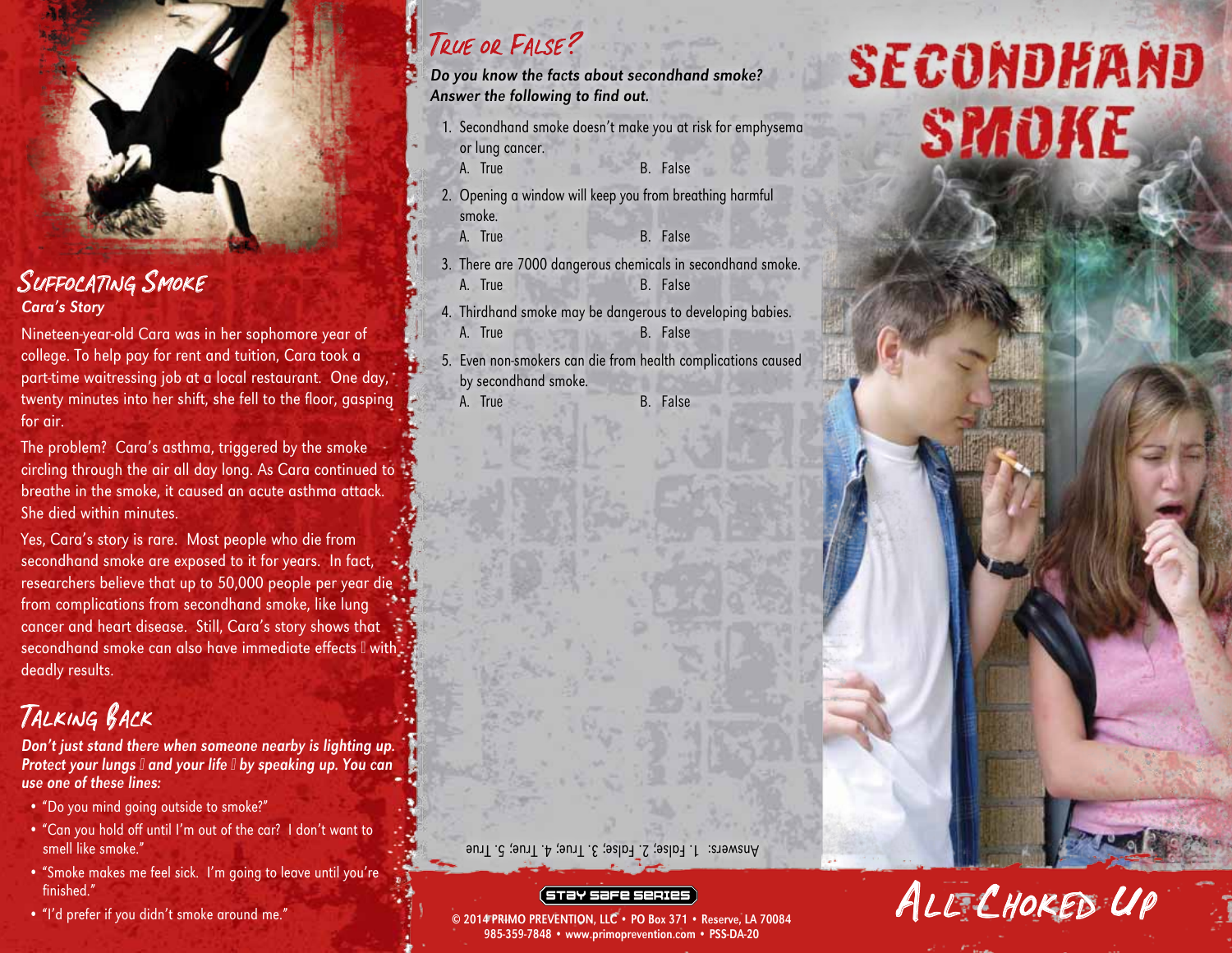## Suffocating Smoke

***Cara's Story***

Nineteen-year-old Cara was in her sophomore year of college. To help pay for rent and tuition, Cara took a part-time waitressing job at a local restaurant. One day, twenty minutes into her shift, she fell to the floor, gasping for air.

The problem? Cara's asthma, triggered by the smoke circling through the air all day long. As Cara continued to breathe in the smoke, it caused an acute asthma attack. She died within minutes.

Yes, Cara's story is rare. Most people who die from secondhand smoke are exposed to it for years. In fact, researchers believe that up to 50,000 people per year die from complications from secondhand smoke, like lung cancer and heart disease. Still, Cara's story shows that secondhand smoke can also have immediate effects  with deadly results.

## Talking Back

***Don't just stand there when someone nearby is lighting up. Protect your lungs  and your life  by speaking up. You can use one of these lines:***

- "Do you mind going outside to smoke?"
- "Can you hold off until I'm out of the car? I don't want to smell like smoke."
- "Smoke makes me feel sick. I'm going to leave until you're finished."
- "I'd prefer if you didn't smoke around me."

## True or False?

***Do you know the facts about secondhand smoke? Answer the following to find out.***

1. Secondhand smoke doesn't make you at risk for emphysema or lung cancer.
   A. True B. False
2. Opening a window will keep you from breathing harmful smoke.
   A. True B. False
3. There are 7000 dangerous chemicals in secondhand smoke.
   A. True B. False
4. Thirdhand smoke may be dangerous to developing babies.
   A. True B. False
5. Even non-smokers can die from health complications caused by secondhand smoke.
   A. True B. False

Answers: 1. False; 2. False; 3. True; 4. True; 5. True

Stay Safe Series

© 2014 PRIMO PREVENTION, LLC • PO Box 371 • Reserve, LA 70084
985-359-7848 • www.primoprevention.com • PSS-DA-20

# Secondhand Smoke

## All Choked Up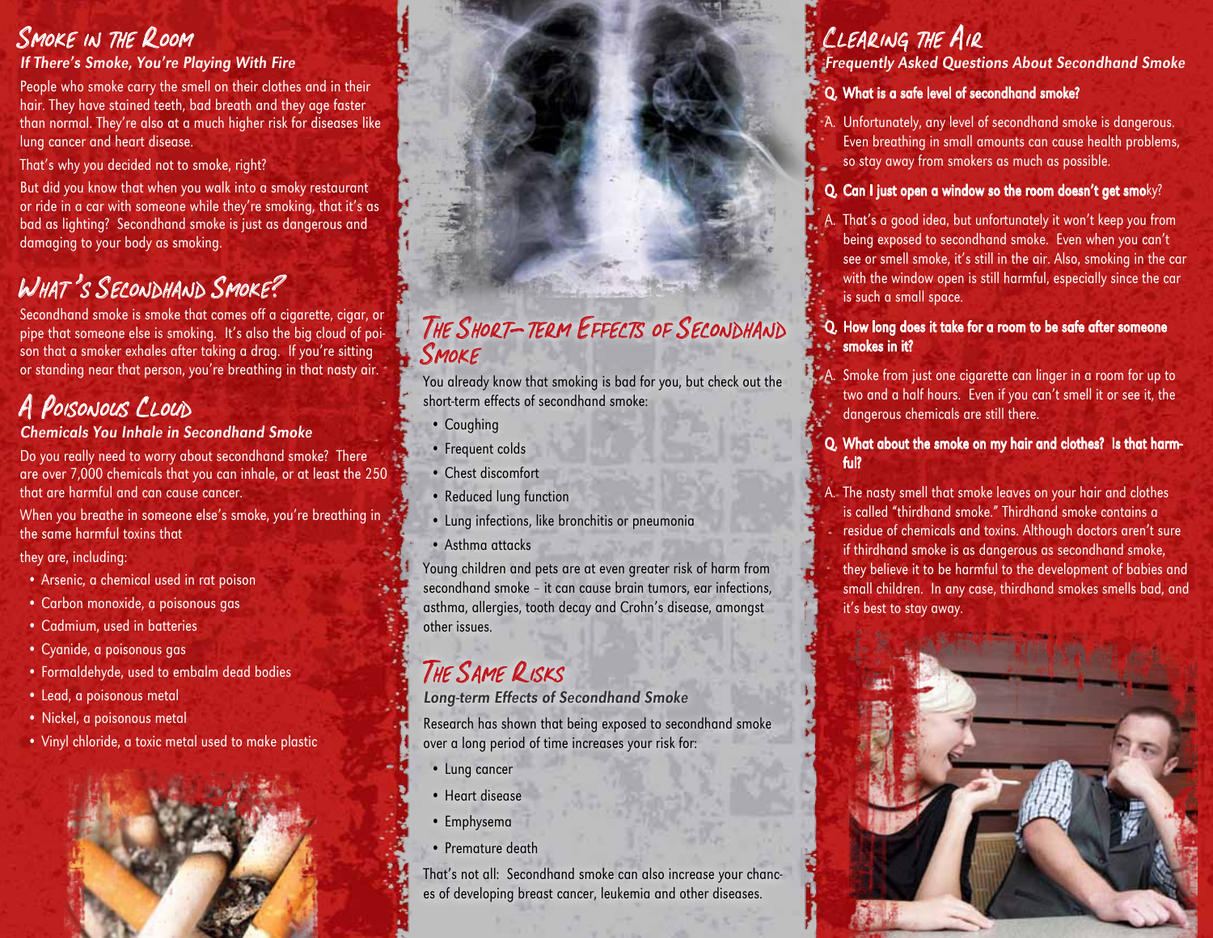## Smoke in the Room

### *If There's Smoke, You're Playing With Fire*

People who smoke carry the smell on their clothes and in their hair. They have stained teeth, bad breath and they age faster than normal. They're also at a much higher risk for diseases like lung cancer and heart disease.

That's why you decided not to smoke, right?

But did you know that when you walk into a smoky restaurant or ride in a car with someone while they're smoking, that it's as bad as lighting? Secondhand smoke is just as dangerous and damaging to your body as smoking.

## What's Secondhand Smoke?

Secondhand smoke is smoke that comes off a cigarette, cigar, or pipe that someone else is smoking. It's also the big cloud of poison that a smoker exhales after taking a drag. If you're sitting or standing near that person, you're breathing in that nasty air.

## A Poisonous Cloud

### *Chemicals You Inhale in Secondhand Smoke*

Do you really need to worry about secondhand smoke? There are over 7,000 chemicals that you can inhale, or at least the 250 that are harmful and can cause cancer.

When you breathe in someone else's smoke, you're breathing in the same harmful toxins that

they are, including:

- Arsenic, a chemical used in rat poison
- Carbon monoxide, a poisonous gas
- Cadmium, used in batteries
- Cyanide, a poisonous gas
- Formaldehyde, used to embalm dead bodies
- Lead, a poisonous metal
- Nickel, a poisonous metal
- Vinyl chloride, a toxic metal used to make plastic

## The Short-term Effects of Secondhand Smoke

You already know that smoking is bad for you, but check out the short-term effects of secondhand smoke:

- Coughing
- Frequent colds
- Chest discomfort
- Reduced lung function
- Lung infections, like bronchitis or pneumonia
- Asthma attacks

Young children and pets are at even greater risk of harm from secondhand smoke – it can cause brain tumors, ear infections, asthma, allergies, tooth decay and Crohn's disease, amongst other issues.

## The Same Risks

### *Long-term Effects of Secondhand Smoke*

Research has shown that being exposed to secondhand smoke over a long period of time increases your risk for:

- Lung cancer
- Heart disease
- Emphysema
- Premature death

That's not all: Secondhand smoke can also increase your chances of developing breast cancer, leukemia and other diseases.

## Clearing the Air

### *Frequently Asked Questions About Secondhand Smoke*

**Q. What is a safe level of secondhand smoke?**

A. Unfortunately, any level of secondhand smoke is dangerous. Even breathing in small amounts can cause health problems, so stay away from smokers as much as possible.

**Q. Can I just open a window so the room doesn't get smoky?**

A. That's a good idea, but unfortunately it won't keep you from being exposed to secondhand smoke. Even when you can't see or smell smoke, it's still in the air. Also, smoking in the car with the window open is still harmful, especially since the car is such a small space.

**Q. How long does it take for a room to be safe after someone smokes in it?**

A. Smoke from just one cigarette can linger in a room for up to two and a half hours. Even if you can't smell it or see it, the dangerous chemicals are still there.

**Q. What about the smoke on my hair and clothes? Is that harmful?**

A. The nasty smell that smoke leaves on your hair and clothes is called "thirdhand smoke." Thirdhand smoke contains a residue of chemicals and toxins. Although doctors aren't sure if thirdhand smoke is as dangerous as secondhand smoke, they believe it to be harmful to the development of babies and small children. In any case, thirdhand smokes smells bad, and it's best to stay away.